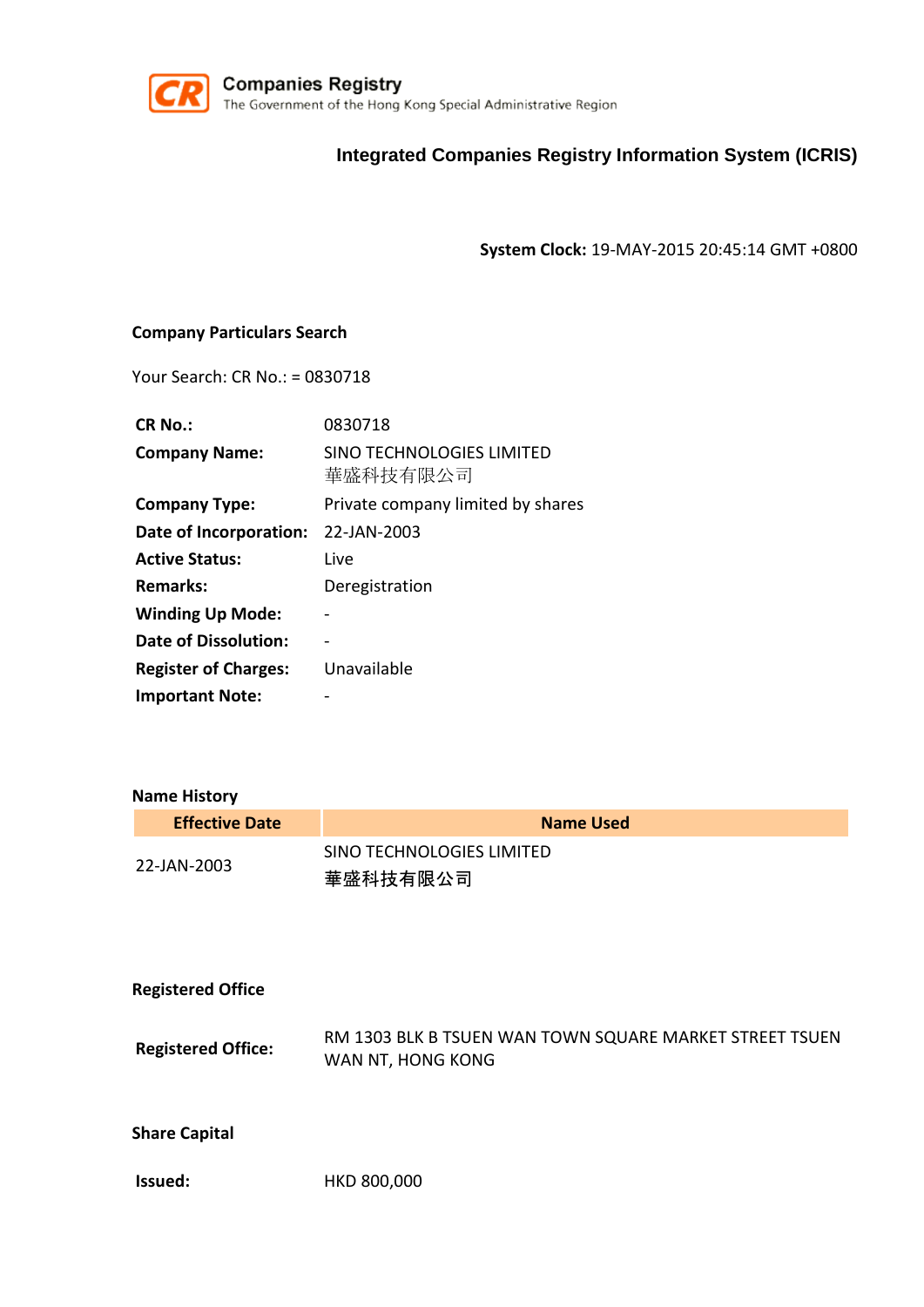**Companies Registry**
The Government of the Hong Kong Special Administrative Region

# Integrated Companies Registry Information System (ICRIS)

**System Clock:** 19-MAY-2015 20:45:14 GMT +0800

## Company Particulars Search

Your Search: CR No.: = 0830718

| | |
|---|---|
| **CR No.:** | 0830718 |
| **Company Name:** | SINO TECHNOLOGIES LIMITED 華盛科技有限公司 |
| **Company Type:** | Private company limited by shares |
| **Date of Incorporation:** | 22-JAN-2003 |
| **Active Status:** | Live |
| **Remarks:** | Deregistration |
| **Winding Up Mode:** | - |
| **Date of Dissolution:** | - |
| **Register of Charges:** | Unavailable |
| **Important Note:** | - |

## Name History

| Effective Date | Name Used |
|---|---|
| 22-JAN-2003 | SINO TECHNOLOGIES LIMITED 華盛科技有限公司 |

## Registered Office

**Registered Office:** RM 1303 BLK B TSUEN WAN TOWN SQUARE MARKET STREET TSUEN WAN NT, HONG KONG

## Share Capital

**Issued:** HKD 800,000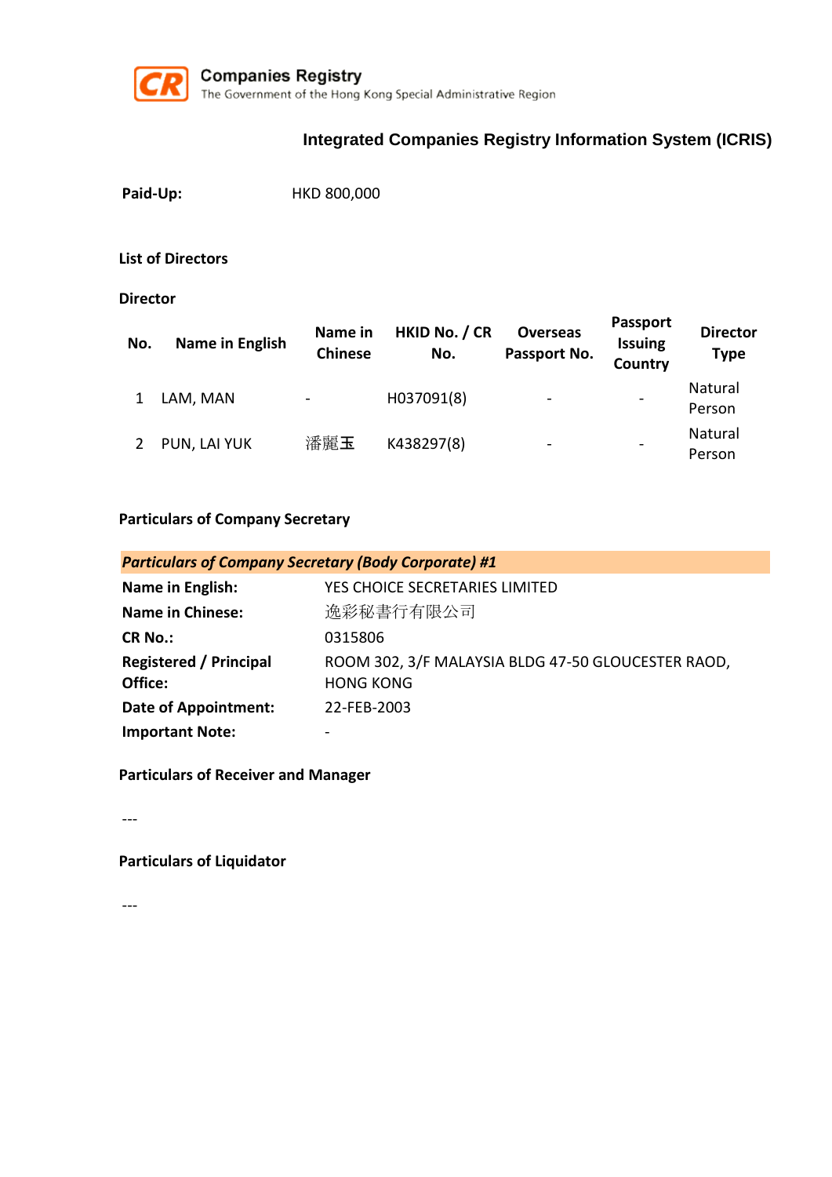# Companies Registry

The Government of the Hong Kong Special Administrative Region

## Integrated Companies Registry Information System (ICRIS)

**Paid-Up:** HKD 800,000

### List of Directors

**Director**

| No. | Name in English | Name in Chinese | HKID No. / CR No. | Overseas Passport No. | Passport Issuing Country | Director Type |
|---|---|---|---|---|---|---|
| 1 | LAM, MAN | - | H037091(8) | - | - | Natural Person |
| 2 | PUN, LAI YUK | 潘麗玉 | K438297(8) | - | - | Natural Person |

### Particulars of Company Secretary

***Particulars of Company Secretary (Body Corporate) #1***

| | |
|---|---|
| **Name in English:** | YES CHOICE SECRETARIES LIMITED |
| **Name in Chinese:** | 逸彩秘書行有限公司 |
| **CR No.:** | 0315806 |
| **Registered / Principal Office:** | ROOM 302, 3/F MALAYSIA BLDG 47-50 GLOUCESTER RAOD, HONG KONG |
| **Date of Appointment:** | 22-FEB-2003 |
| **Important Note:** | - |

### Particulars of Receiver and Manager

---

### Particulars of Liquidator

---